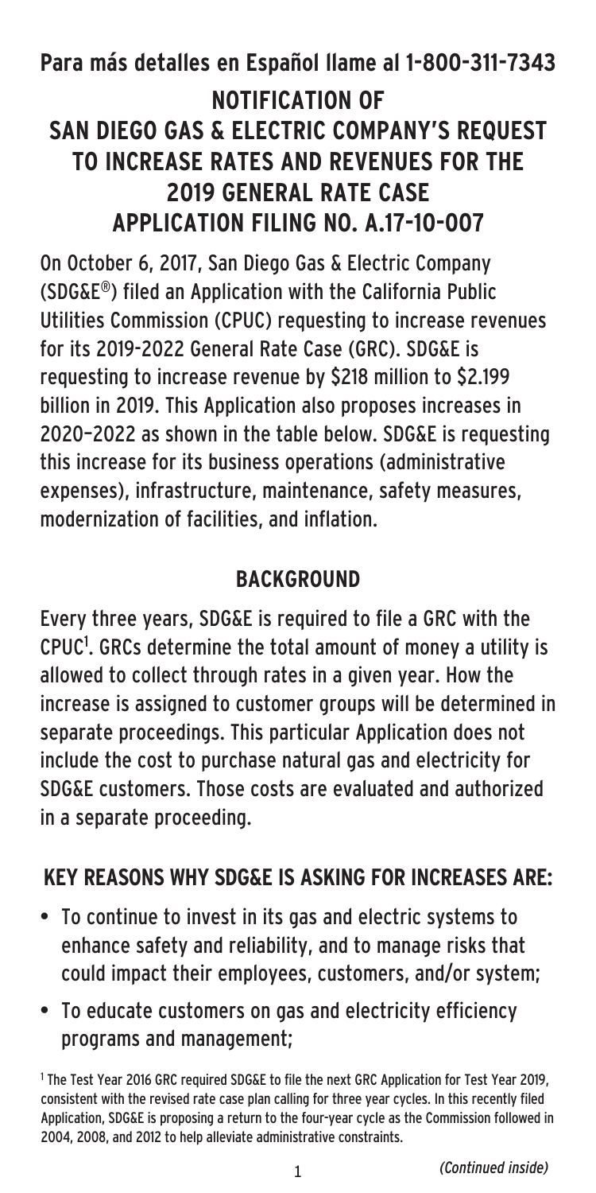**Para más detalles en Español llame al 1-800-311-7343**

# NOTIFICATION OF SAN DIEGO GAS & ELECTRIC COMPANY'S REQUEST TO INCREASE RATES AND REVENUES FOR THE 2019 GENERAL RATE CASE APPLICATION FILING NO. A.17-10-007

On October 6, 2017, San Diego Gas & Electric Company (SDG&E®) filed an Application with the California Public Utilities Commission (CPUC) requesting to increase revenues for its 2019-2022 General Rate Case (GRC). SDG&E is requesting to increase revenue by $218 million to $2.199 billion in 2019. This Application also proposes increases in 2020–2022 as shown in the table below. SDG&E is requesting this increase for its business operations (administrative expenses), infrastructure, maintenance, safety measures, modernization of facilities, and inflation.

## BACKGROUND

Every three years, SDG&E is required to file a GRC with the CPUC[1]. GRCs determine the total amount of money a utility is allowed to collect through rates in a given year. How the increase is assigned to customer groups will be determined in separate proceedings. This particular Application does not include the cost to purchase natural gas and electricity for SDG&E customers. Those costs are evaluated and authorized in a separate proceeding.

## KEY REASONS WHY SDG&E IS ASKING FOR INCREASES ARE:

- To continue to invest in its gas and electric systems to enhance safety and reliability, and to manage risks that could impact their employees, customers, and/or system;
- To educate customers on gas and electricity efficiency programs and management;

[1] The Test Year 2016 GRC required SDG&E to file the next GRC Application for Test Year 2019, consistent with the revised rate case plan calling for three year cycles. In this recently filed Application, SDG&E is proposing a return to the four-year cycle as the Commission followed in 2004, 2008, and 2012 to help alleviate administrative constraints.

*(Continued inside)*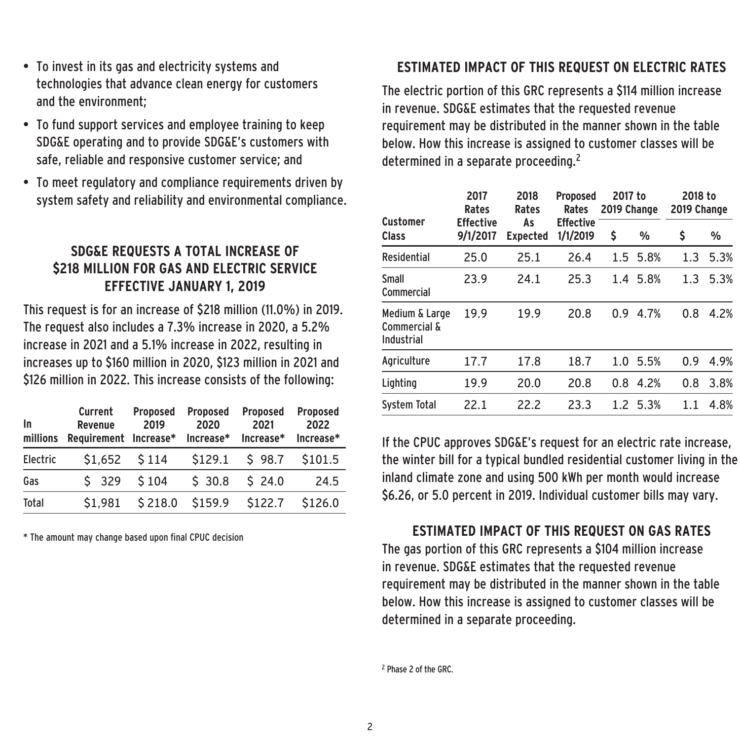- To invest in its gas and electricity systems and technologies that advance clean energy for customers and the environment;
- To fund support services and employee training to keep SDG&E operating and to provide SDG&E's customers with safe, reliable and responsive customer service; and
- To meet regulatory and compliance requirements driven by system safety and reliability and environmental compliance.

## SDG&E REQUESTS A TOTAL INCREASE OF $218 MILLION FOR GAS AND ELECTRIC SERVICE EFFECTIVE JANUARY 1, 2019

This request is for an increase of $218 million (11.0%) in 2019. The request also includes a 7.3% increase in 2020, a 5.2% increase in 2021 and a 5.1% increase in 2022, resulting in increases up to $160 million in 2020, $123 million in 2021 and $126 million in 2022. This increase consists of the following:

| In millions | Current Revenue Requirement | Proposed 2019 Increase* | Proposed 2020 Increase* | Proposed 2021 Increase* | Proposed 2022 Increase* |
|---|---|---|---|---|---|
| Electric | $1,652 | $ 114 | $129.1 | $ 98.7 | $101.5 |
| Gas | $ 329 | $ 104 | $ 30.8 | $ 24.0 | 24.5 |
| Total | $1,981 | $ 218.0 | $159.9 | $122.7 | $126.0 |

* The amount may change based upon final CPUC decision

## ESTIMATED IMPACT OF THIS REQUEST ON ELECTRIC RATES

The electric portion of this GRC represents a $114 million increase in revenue. SDG&E estimates that the requested revenue requirement may be distributed in the manner shown in the table below. How this increase is assigned to customer classes will be determined in a separate proceeding.[2]

| Customer Class | 2017 Rates Effective 9/1/2017 | 2018 Rates As Expected | Proposed Rates Effective 1/1/2019 | 2017 to 2019 Change | | 2018 to 2019 Change | |
|---|---|---|---|---|---|---|---|
| | | | | $ | % | $ | % |
| Residential | 25.0 | 25.1 | 26.4 | 1.5 | 5.8% | 1.3 | 5.3% |
| Small Commercial | 23.9 | 24.1 | 25.3 | 1.4 | 5.8% | 1.3 | 5.3% |
| Medium & Large Commercial & Industrial | 19.9 | 19.9 | 20.8 | 0.9 | 4.7% | 0.8 | 4.2% |
| Agriculture | 17.7 | 17.8 | 18.7 | 1.0 | 5.5% | 0.9 | 4.9% |
| Lighting | 19.9 | 20.0 | 20.8 | 0.8 | 4.2% | 0.8 | 3.8% |
| System Total | 22.1 | 22.2 | 23.3 | 1.2 | 5.3% | 1.1 | 4.8% |

If the CPUC approves SDG&E's request for an electric rate increase, the winter bill for a typical bundled residential customer living in the inland climate zone and using 500 kWh per month would increase $6.26, or 5.0 percent in 2019. Individual customer bills may vary.

## ESTIMATED IMPACT OF THIS REQUEST ON GAS RATES

The gas portion of this GRC represents a $104 million increase in revenue. SDG&E estimates that the requested revenue requirement may be distributed in the manner shown in the table below. How this increase is assigned to customer classes will be determined in a separate proceeding.

[2] Phase 2 of the GRC.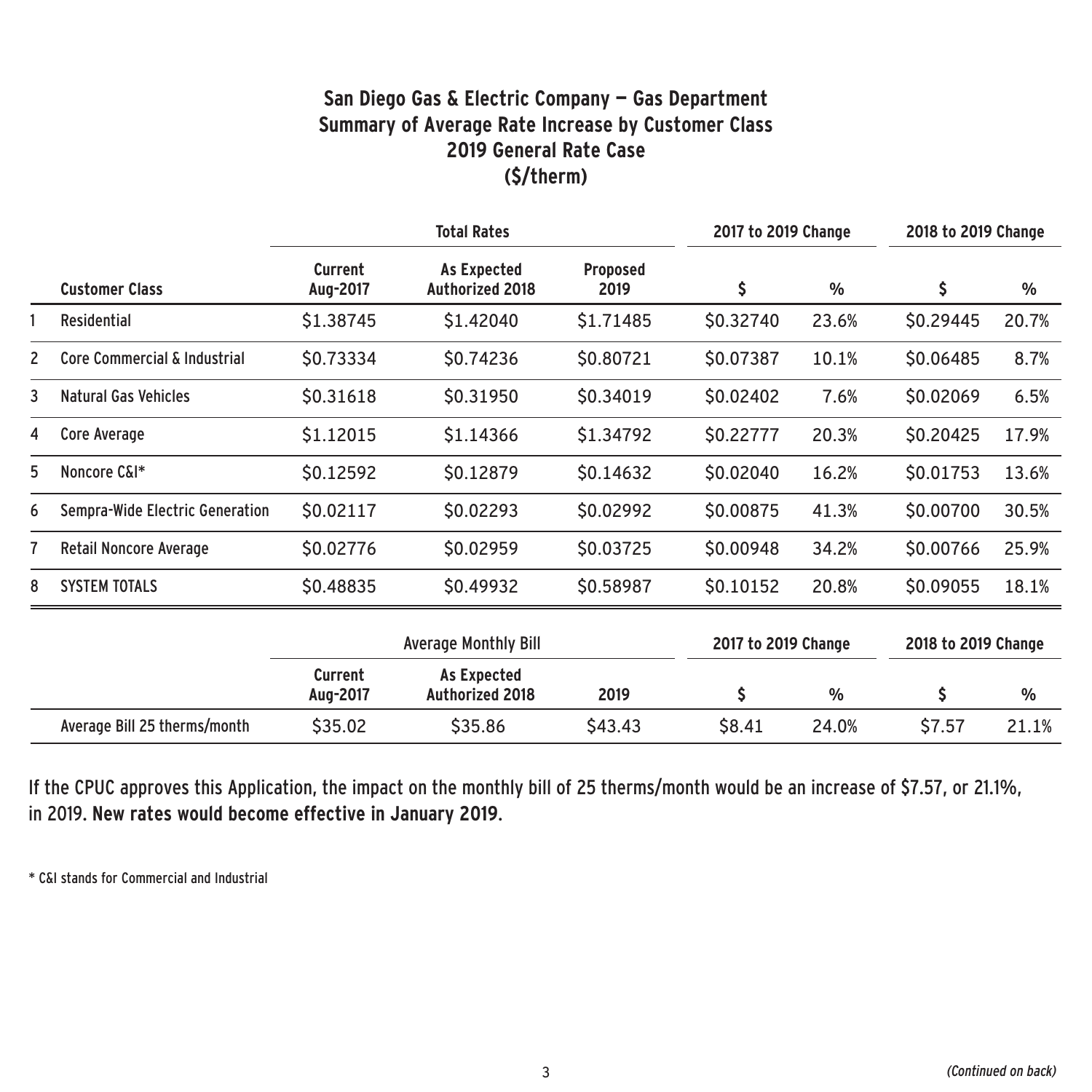## San Diego Gas & Electric Company — Gas Department
## Summary of Average Rate Increase by Customer Class
## 2019 General Rate Case
## ($/therm)

| | | Total Rates | | | 2017 to 2019 Change | | 2018 to 2019 Change | |
|---|---|---|---|---|---|---|---|---|
| | Customer Class | Current Aug-2017 | As Expected Authorized 2018 | Proposed 2019 | $ | % | $ | % |
| 1 | Residential | $1.38745 | $1.42040 | $1.71485 | $0.32740 | 23.6% | $0.29445 | 20.7% |
| 2 | Core Commercial & Industrial | $0.73334 | $0.74236 | $0.80721 | $0.07387 | 10.1% | $0.06485 | 8.7% |
| 3 | Natural Gas Vehicles | $0.31618 | $0.31950 | $0.34019 | $0.02402 | 7.6% | $0.02069 | 6.5% |
| 4 | Core Average | $1.12015 | $1.14366 | $1.34792 | $0.22777 | 20.3% | $0.20425 | 17.9% |
| 5 | Noncore C&I* | $0.12592 | $0.12879 | $0.14632 | $0.02040 | 16.2% | $0.01753 | 13.6% |
| 6 | Sempra-Wide Electric Generation | $0.02117 | $0.02293 | $0.02992 | $0.00875 | 41.3% | $0.00700 | 30.5% |
| 7 | Retail Noncore Average | $0.02776 | $0.02959 | $0.03725 | $0.00948 | 34.2% | $0.00766 | 25.9% |
| 8 | SYSTEM TOTALS | $0.48835 | $0.49932 | $0.58987 | $0.10152 | 20.8% | $0.09055 | 18.1% |

| | Average Monthly Bill | | | 2017 to 2019 Change | | 2018 to 2019 Change | |
|---|---|---|---|---|---|---|---|
| | Current Aug-2017 | As Expected Authorized 2018 | 2019 | $ | % | $ | % |
| Average Bill 25 therms/month | $35.02 | $35.86 | $43.43 | $8.41 | 24.0% | $7.57 | 21.1% |

If the CPUC approves this Application, the impact on the monthly bill of 25 therms/month would be an increase of $7.57, or 21.1%, in 2019. **New rates would become effective in January 2019.**

* C&I stands for Commercial and Industrial

*(Continued on back)*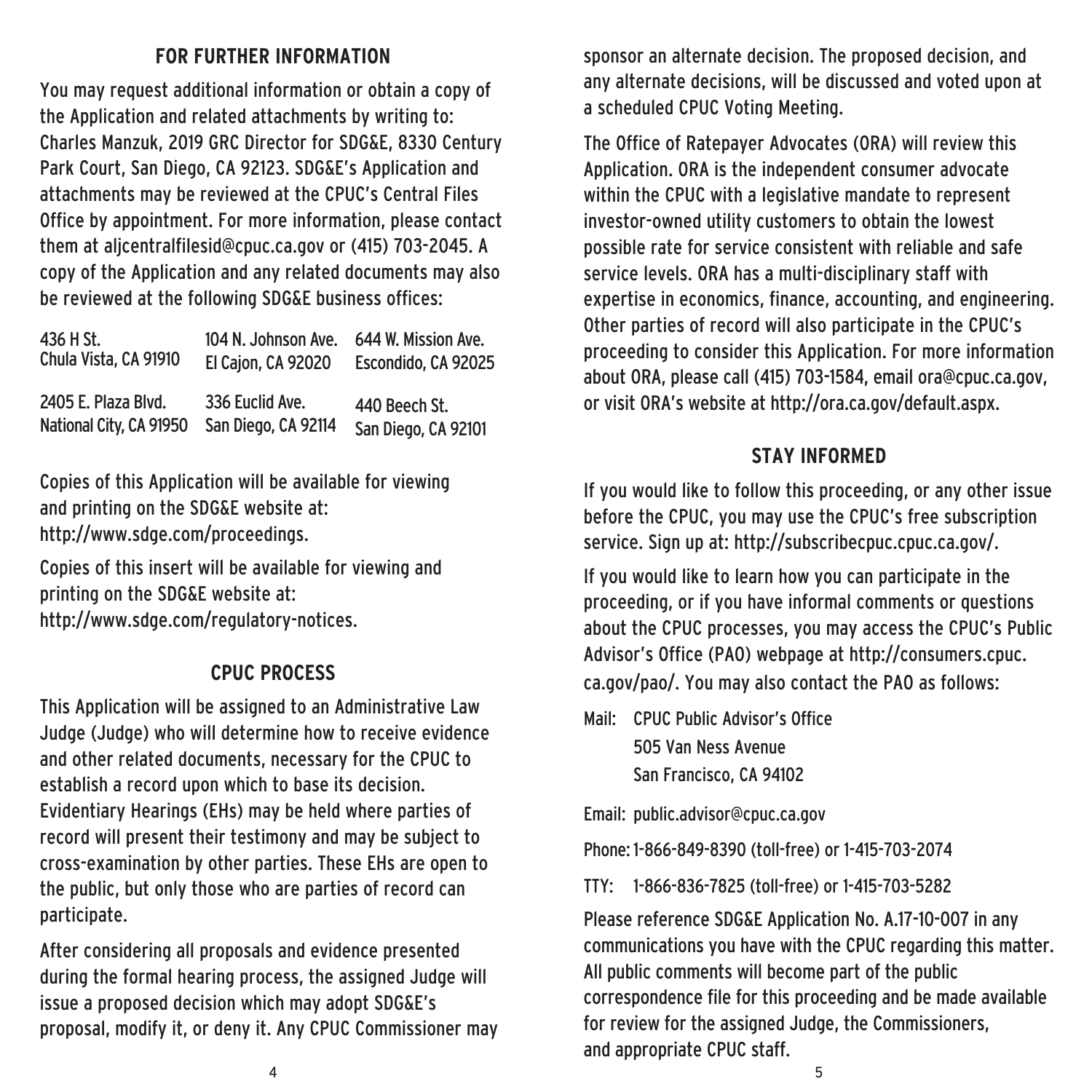## FOR FURTHER INFORMATION

You may request additional information or obtain a copy of the Application and related attachments by writing to: Charles Manzuk, 2019 GRC Director for SDG&E, 8330 Century Park Court, San Diego, CA 92123. SDG&E's Application and attachments may be reviewed at the CPUC's Central Files Office by appointment. For more information, please contact them at aljcentralfilesid@cpuc.ca.gov or (415) 703-2045. A copy of the Application and any related documents may also be reviewed at the following SDG&E business offices:

| | | |
|---|---|---|
| 436 H St.<br>Chula Vista, CA 91910 | 104 N. Johnson Ave.<br>El Cajon, CA 92020 | 644 W. Mission Ave.<br>Escondido, CA 92025 |
| 2405 E. Plaza Blvd.<br>National City, CA 91950 | 336 Euclid Ave.<br>San Diego, CA 92114 | 440 Beech St.<br>San Diego, CA 92101 |

Copies of this Application will be available for viewing and printing on the SDG&E website at: http://www.sdge.com/proceedings.

Copies of this insert will be available for viewing and printing on the SDG&E website at: http://www.sdge.com/regulatory-notices.

## CPUC PROCESS

This Application will be assigned to an Administrative Law Judge (Judge) who will determine how to receive evidence and other related documents, necessary for the CPUC to establish a record upon which to base its decision. Evidentiary Hearings (EHs) may be held where parties of record will present their testimony and may be subject to cross-examination by other parties. These EHs are open to the public, but only those who are parties of record can participate.

After considering all proposals and evidence presented during the formal hearing process, the assigned Judge will issue a proposed decision which may adopt SDG&E's proposal, modify it, or deny it. Any CPUC Commissioner may sponsor an alternate decision. The proposed decision, and any alternate decisions, will be discussed and voted upon at a scheduled CPUC Voting Meeting.

The Office of Ratepayer Advocates (ORA) will review this Application. ORA is the independent consumer advocate within the CPUC with a legislative mandate to represent investor-owned utility customers to obtain the lowest possible rate for service consistent with reliable and safe service levels. ORA has a multi-disciplinary staff with expertise in economics, finance, accounting, and engineering. Other parties of record will also participate in the CPUC's proceeding to consider this Application. For more information about ORA, please call (415) 703-1584, email ora@cpuc.ca.gov, or visit ORA's website at http://ora.ca.gov/default.aspx.

## STAY INFORMED

If you would like to follow this proceeding, or any other issue before the CPUC, you may use the CPUC's free subscription service. Sign up at: http://subscribecpuc.cpuc.ca.gov/.

If you would like to learn how you can participate in the proceeding, or if you have informal comments or questions about the CPUC processes, you may access the CPUC's Public Advisor's Office (PAO) webpage at http://consumers.cpuc.ca.gov/pao/. You may also contact the PAO as follows:

Mail: CPUC Public Advisor's Office
505 Van Ness Avenue
San Francisco, CA 94102

Email: public.advisor@cpuc.ca.gov

Phone: 1-866-849-8390 (toll-free) or 1-415-703-2074

TTY: 1-866-836-7825 (toll-free) or 1-415-703-5282

Please reference SDG&E Application No. A.17-10-007 in any communications you have with the CPUC regarding this matter. All public comments will become part of the public correspondence file for this proceeding and be made available for review for the assigned Judge, the Commissioners, and appropriate CPUC staff.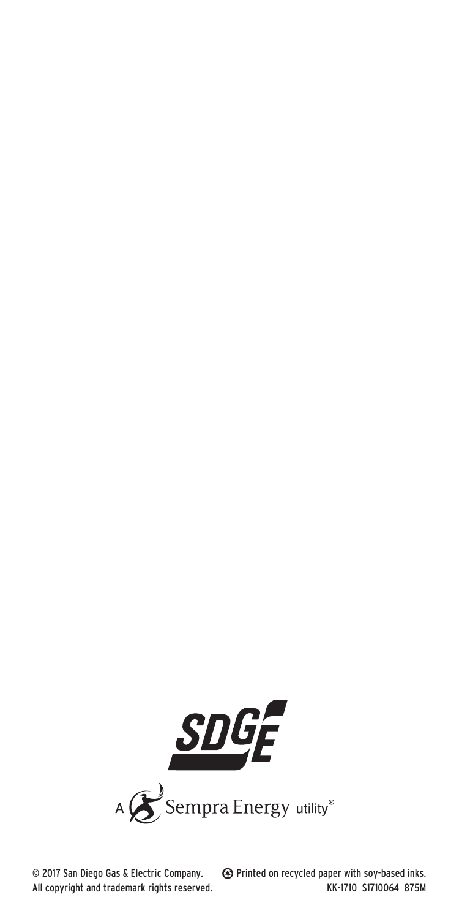SDGE

A Sempra Energy utility®

© 2017 San Diego Gas & Electric Company.
All copyright and trademark rights reserved.

Printed on recycled paper with soy-based inks.
KK-1710 S1710064 875M